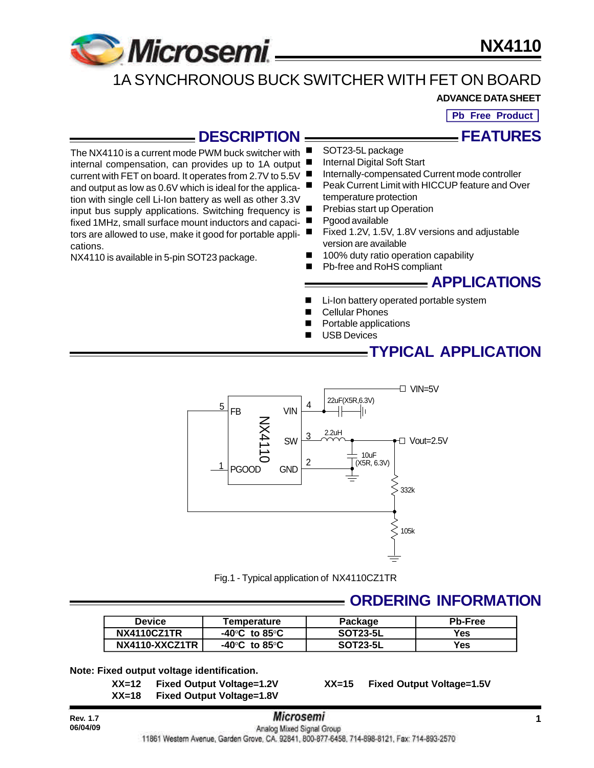# NX4110

## 1A SYNCHRONOUS BUCK SWITCHER WITH FET ON BOARD

**ADVANCE DATA SHEET**

**Pb Free Product**

## DESCRIPTION

The NX4110 is a current mode PWM buck switcher with internal compensation, can provides up to 1A output current with FET on board. It operates from 2.7V to 5.5V and output as low as 0.6V which is ideal for the application with single cell Li-Ion battery as well as other 3.3V input bus supply applications. Switching frequency is fixed 1MHz, small surface mount inductors and capacitors are allowed to use, make it good for portable applications.

NX4110 is available in 5-pin SOT23 package.

## FEATURES

- SOT23-5L package
- Internal Digital Soft Start
- Internally-compensated Current mode controller
- Peak Current Limit with HICCUP feature and Over temperature protection
- Prebias start up Operation
- Pgood available
- Fixed 1.2V, 1.5V, 1.8V versions and adjustable version are available
- 100% duty ratio operation capability
- Pb-free and RoHS compliant

## APPLICATIONS

- Li-Ion battery operated portable system
- Cellular Phones
- Portable applications
- USB Devices

## TYPICAL APPLICATION

Fig.1 - Typical application of NX4110CZ1TR

## ORDERING INFORMATION

| Device | Temperature | Package | Pb-Free |
|---|---|---|---|
| NX4110CZ1TR | -40°C to 85°C | SOT23-5L | Yes |
| NX4110-XXCZ1TR | -40°C to 85°C | SOT23-5L | Yes |

**Note: Fixed output voltage identification.**

**XX=12 Fixed Output Voltage=1.2V**

**XX=15 Fixed Output Voltage=1.5V**

**XX=18 Fixed Output Voltage=1.8V**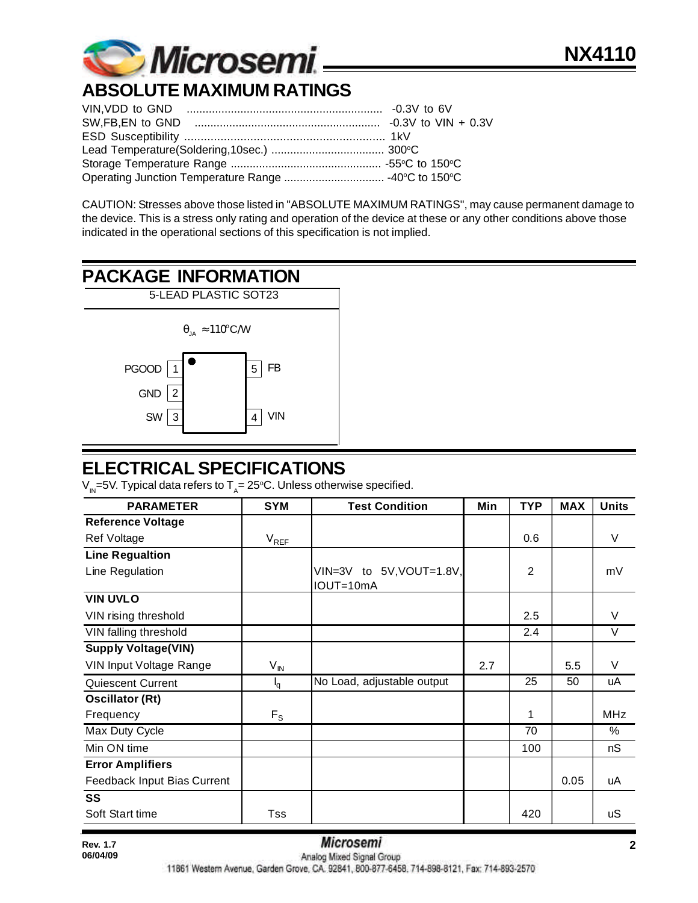## ABSOLUTE MAXIMUM RATINGS

VIN,VDD to GND .............................................................. -0.3V to 6V
SW,FB,EN to GND ........................................................... -0.3V to VIN + 0.3V
ESD Susceptibility ............................................................... 1kV
Lead Temperature(Soldering,10sec.) .................................... 300°C
Storage Temperature Range ................................................ -55°C to 150°C
Operating Junction Temperature Range ................................ -40°C to 150°C

CAUTION: Stresses above those listed in "ABSOLUTE MAXIMUM RATINGS", may cause permanent damage to the device. This is a stress only rating and operation of the device at these or any other conditions above those indicated in the operational sections of this specification is not implied.

## PACKAGE INFORMATION

5-LEAD PLASTIC SOT23

$\theta_{JA} \approx 110°C/W$

| Pin | Name |
|---|---|
| 1 | PGOOD |
| 2 | GND |
| 3 | SW |
| 4 | VIN |
| 5 | FB |

## ELECTRICAL SPECIFICATIONS

$V_{IN}$=5V. Typical data refers to $T_A$= 25°C. Unless otherwise specified.

| PARAMETER | SYM | Test Condition | Min | TYP | MAX | Units |
|---|---|---|---|---|---|---|
| **Reference Voltage** | | | | | | |
| Ref Voltage | $V_{REF}$ | | | 0.6 | | V |
| **Line Regualtion** | | | | | | |
| Line Regulation | | VIN=3V to 5V,VOUT=1.8V, IOUT=10mA | | 2 | | mV |
| **VIN UVLO** | | | | | | |
| VIN rising threshold | | | | 2.5 | | V |
| VIN falling threshold | | | | 2.4 | | V |
| **Supply Voltage(VIN)** | | | | | | |
| VIN Input Voltage Range | $V_{IN}$ | | 2.7 | | 5.5 | V |
| Quiescent Current | $I_q$ | No Load, adjustable output | | 25 | 50 | uA |
| **Oscillator (Rt)** | | | | | | |
| Frequency | $F_S$ | | | 1 | | MHz |
| Max Duty Cycle | | | | 70 | | % |
| Min ON time | | | | 100 | | nS |
| **Error Amplifiers** | | | | | | |
| Feedback Input Bias Current | | | | | 0.05 | uA |
| **SS** | | | | | | |
| Soft Start time | Tss | | | 420 | | uS |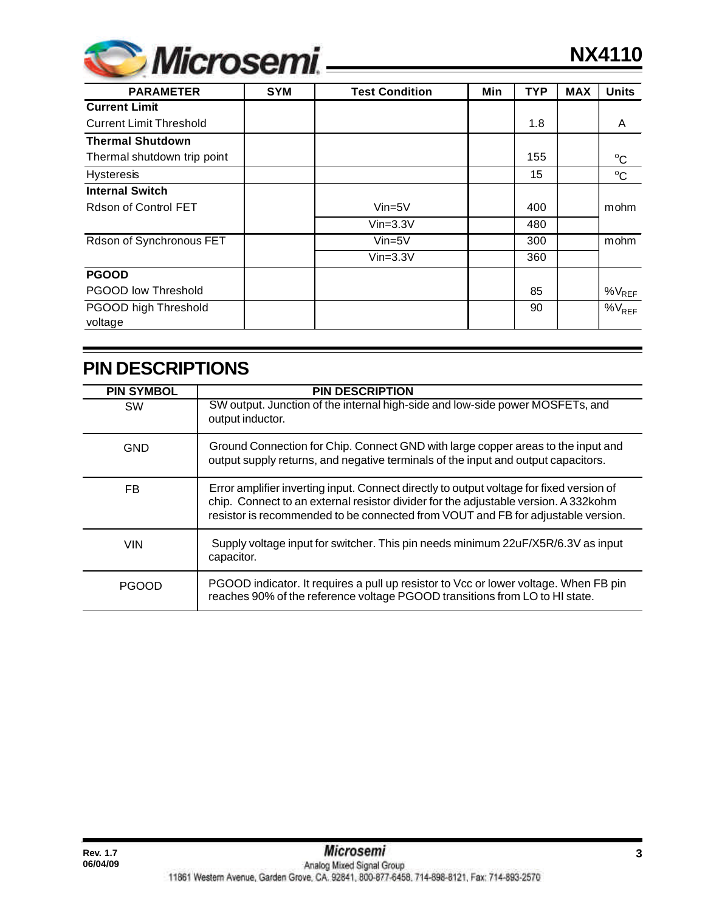| PARAMETER | SYM | Test Condition | Min | TYP | MAX | Units |
| --- | --- | --- | --- | --- | --- | --- |
| **Current Limit** | | | | | | |
| Current Limit Threshold | | | | 1.8 | | A |
| **Thermal Shutdown** | | | | | | |
| Thermal shutdown trip point | | | | 155 | | °C |
| Hysteresis | | | | 15 | | °C |
| **Internal Switch** | | | | | | |
| Rdson of Control FET | | Vin=5V | | 400 | | mohm |
| | | Vin=3.3V | | 480 | | |
| Rdson of Synchronous FET | | Vin=5V | | 300 | | mohm |
| | | Vin=3.3V | | 360 | | |
| **PGOOD** | | | | | | |
| PGOOD low Threshold | | | | 85 | | $\%V_{REF}$ |
| PGOOD high Threshold voltage | | | | 90 | | $\%V_{REF}$ |

# PIN DESCRIPTIONS

| PIN SYMBOL | PIN DESCRIPTION |
| --- | --- |
| SW | SW output. Junction of the internal high-side and low-side power MOSFETs, and output inductor. |
| GND | Ground Connection for Chip. Connect GND with large copper areas to the input and output supply returns, and negative terminals of the input and output capacitors. |
| FB | Error amplifier inverting input. Connect directly to output voltage for fixed version of chip. Connect to an external resistor divider for the adjustable version. A 332kohm resistor is recommended to be connected from VOUT and FB for adjustable version. |
| VIN | Supply voltage input for switcher. This pin needs minimum 22uF/X5R/6.3V as input capacitor. |
| PGOOD | PGOOD indicator. It requires a pull up resistor to Vcc or lower voltage. When FB pin reaches 90% of the reference voltage PGOOD transitions from LO to HI state. |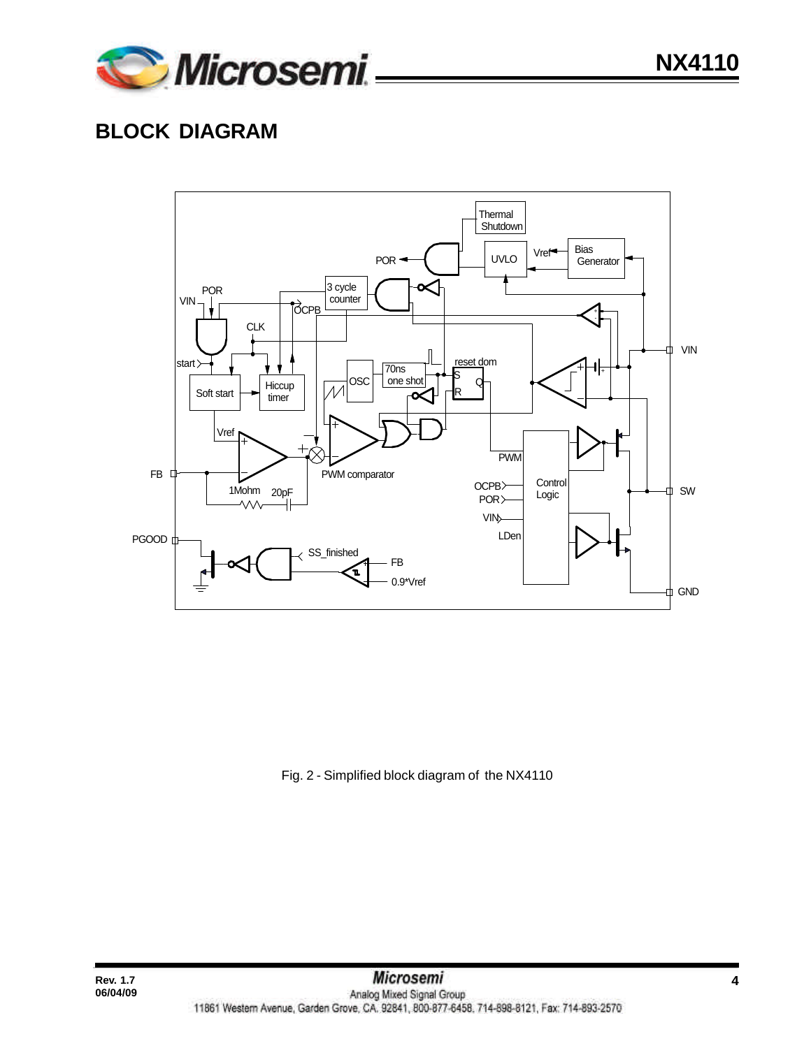## BLOCK DIAGRAM

Fig. 2 - Simplified block diagram of the NX4110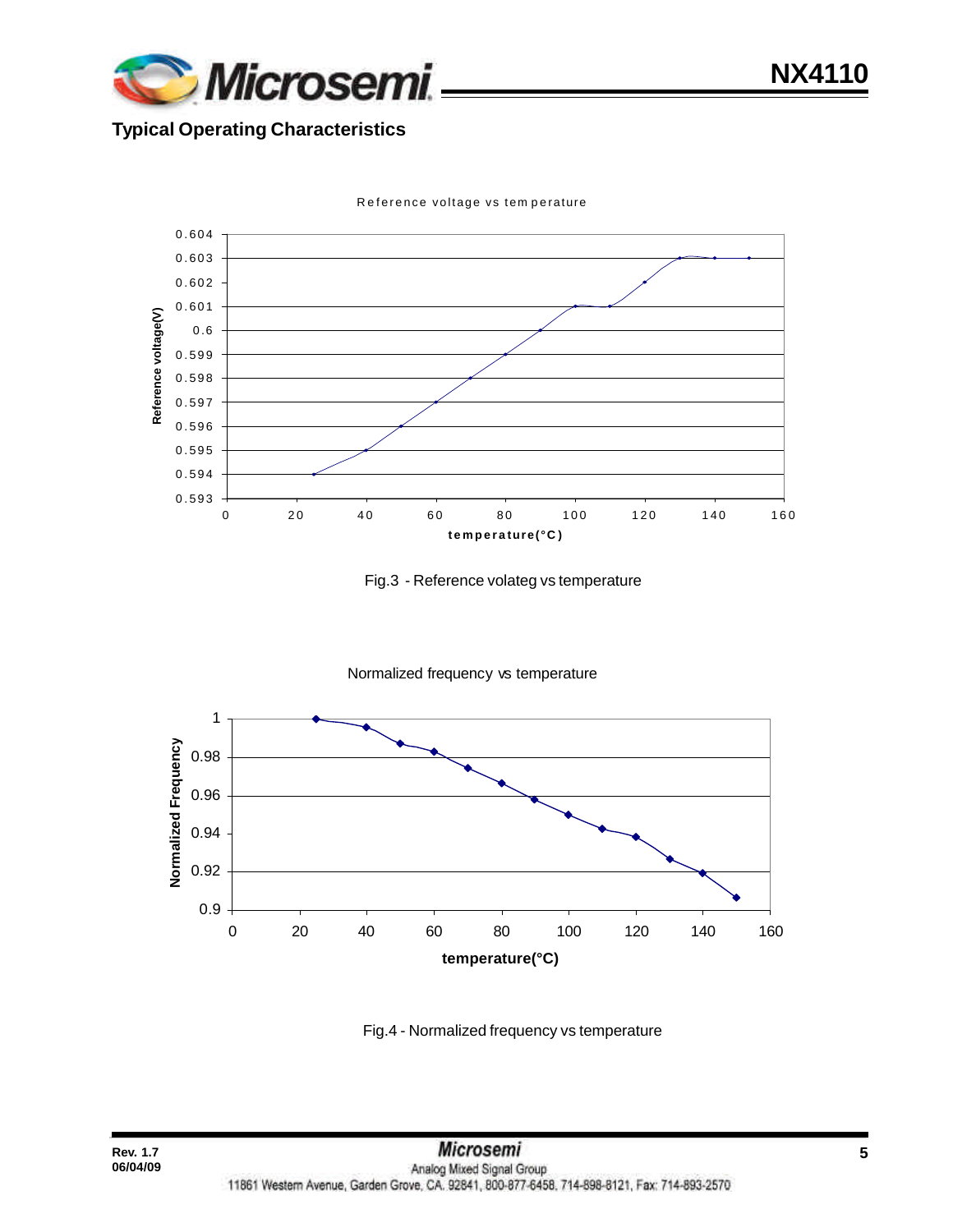## Typical Operating Characteristics

Reference voltage vs temperature

Fig.3 - Reference volateg vs temperature

Normalized frequency vs temperature

Fig.4 - Normalized frequency vs temperature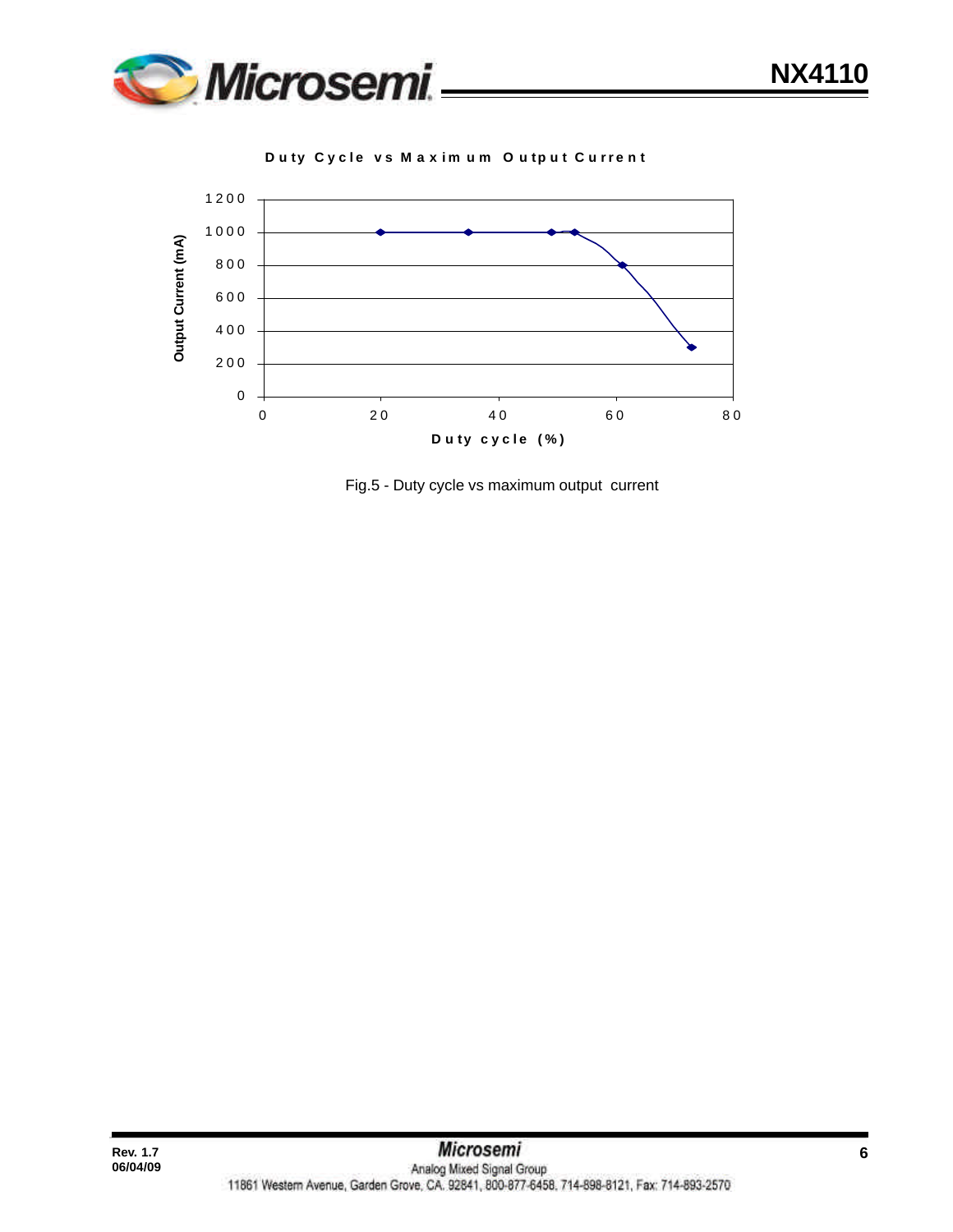**Duty Cycle vs Maximum Output Current**

| Duty cycle (%) | Output Current (mA) |
| --- | --- |
| 20 | 1000 |
| 35 | 1000 |
| 49 | 1000 |
| 53 | 1000 |
| 61 | 800 |
| 73 | 300 |

Fig.5 - Duty cycle vs maximum output current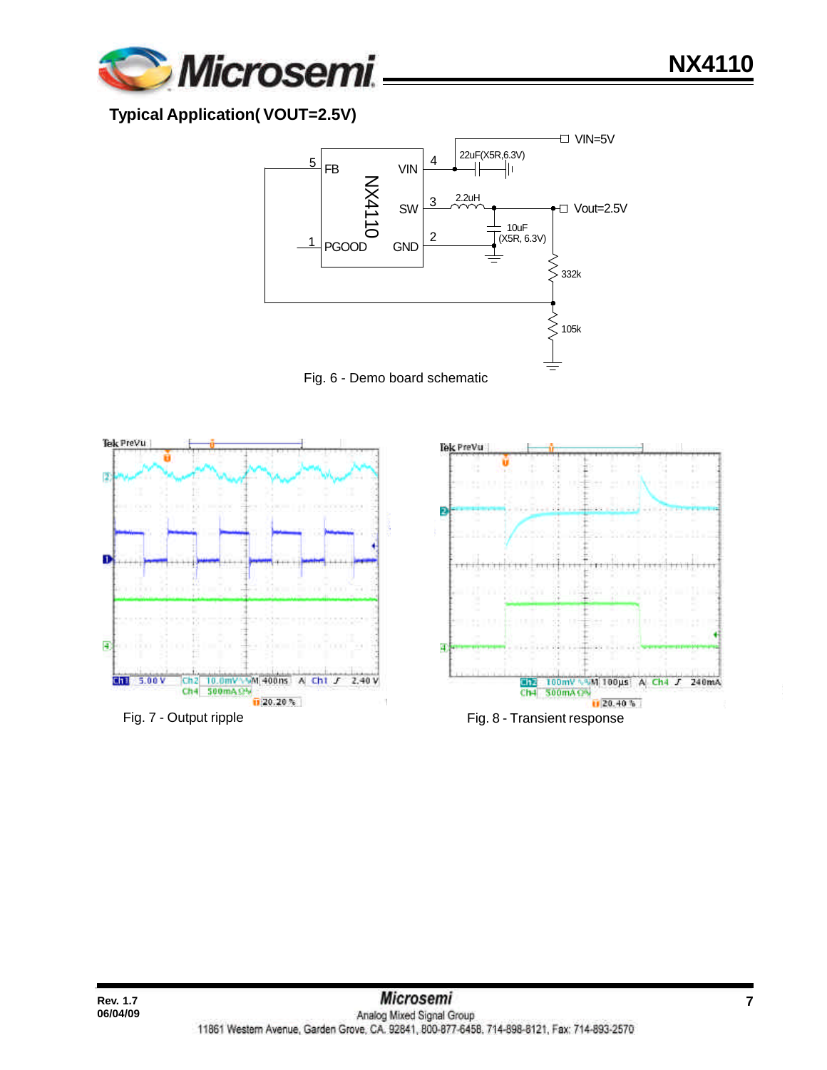## Typical Application( VOUT=2.5V)

Fig. 6 - Demo board schematic

Fig. 7 - Output ripple

Fig. 8 - Transient response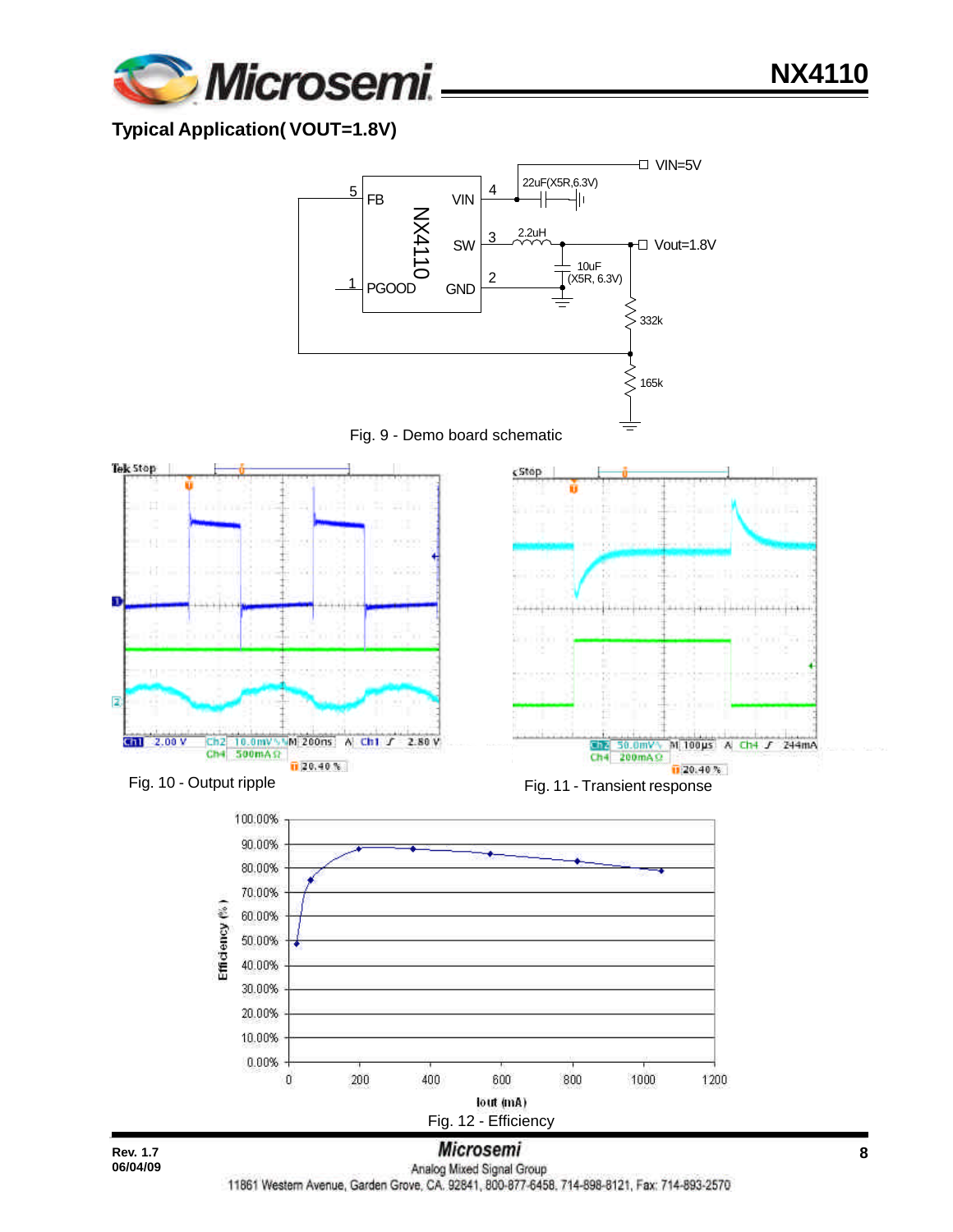## Typical Application( VOUT=1.8V)

Fig. 9 - Demo board schematic

Fig. 10 - Output ripple

Fig. 11 - Transient response

Fig. 12 - Efficiency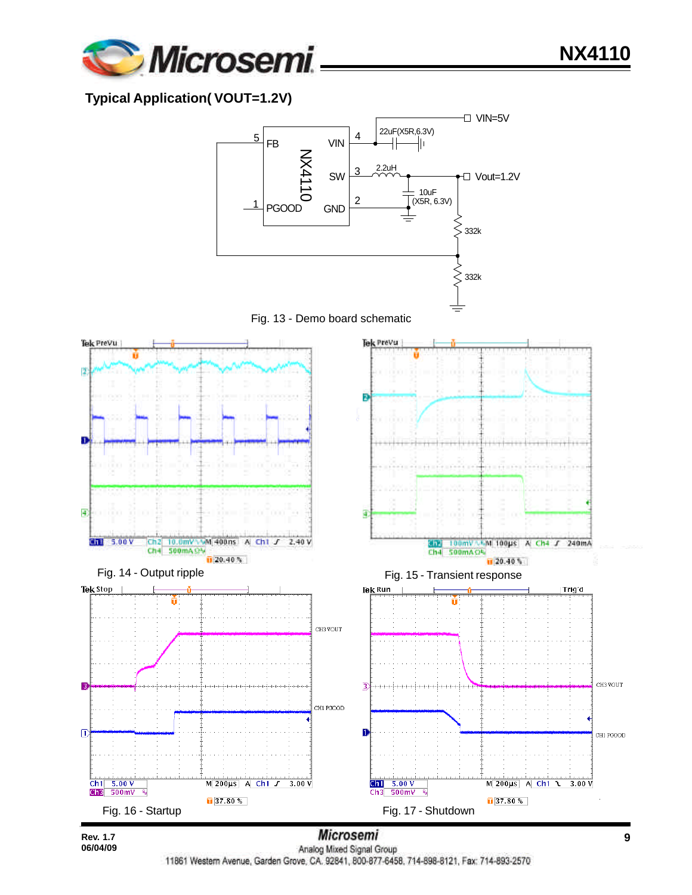## Typical Application( VOUT=1.2V)

Fig. 13 - Demo board schematic

Fig. 14 - Output ripple

Fig. 15 - Transient response

Fig. 16 - Startup

Fig. 17 - Shutdown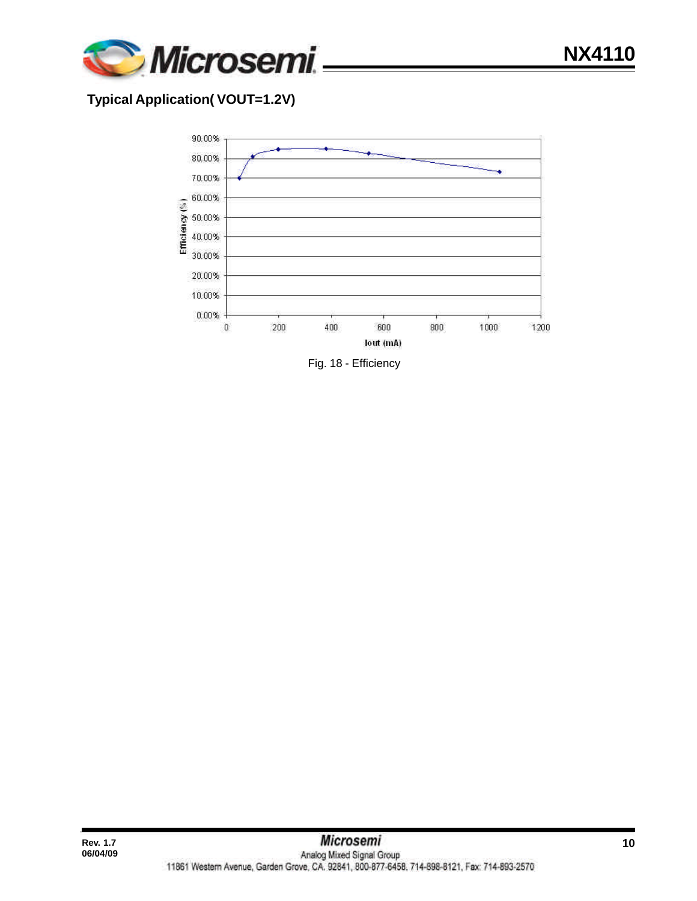## Typical Application( VOUT=1.2V)

Fig. 18 - Efficiency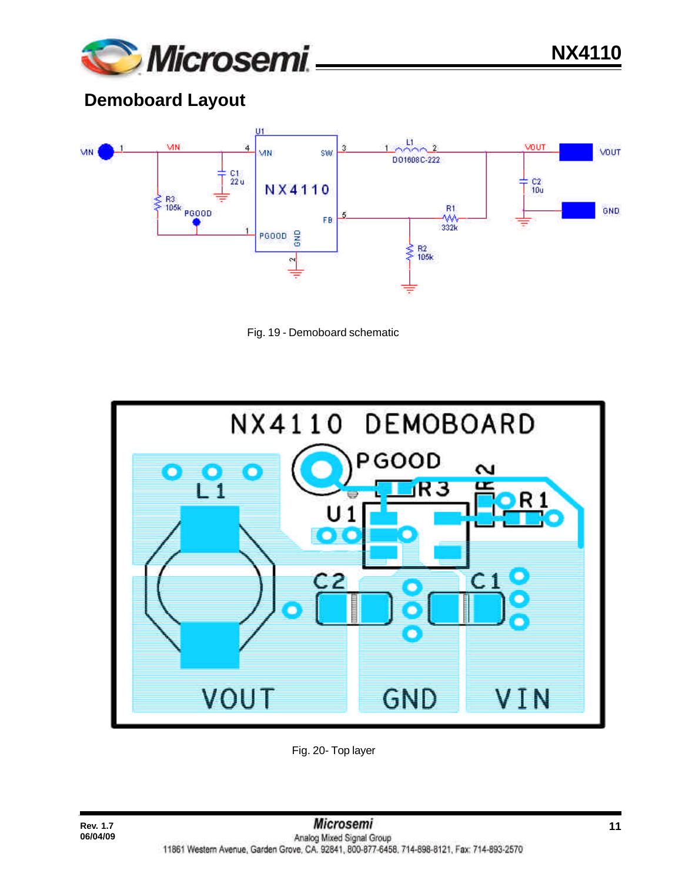## Demoboard Layout

Fig. 19 - Demoboard schematic

Fig. 20- Top layer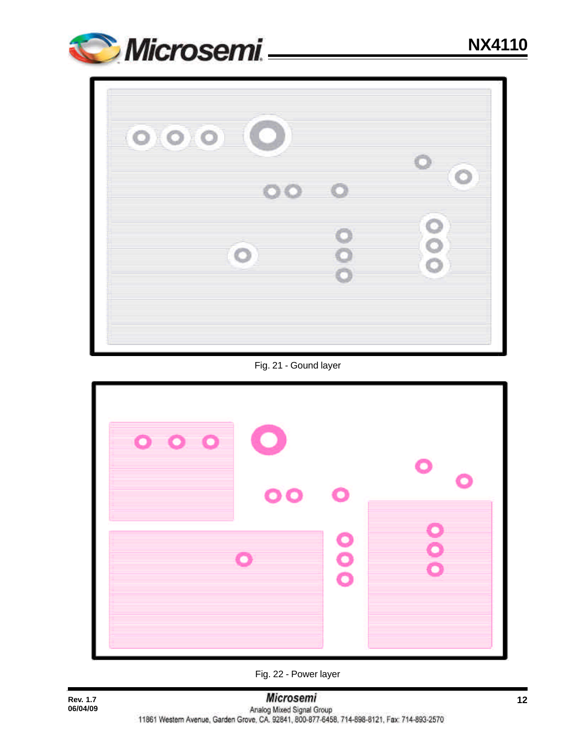Fig. 21 - Gound layer

Fig. 22 - Power layer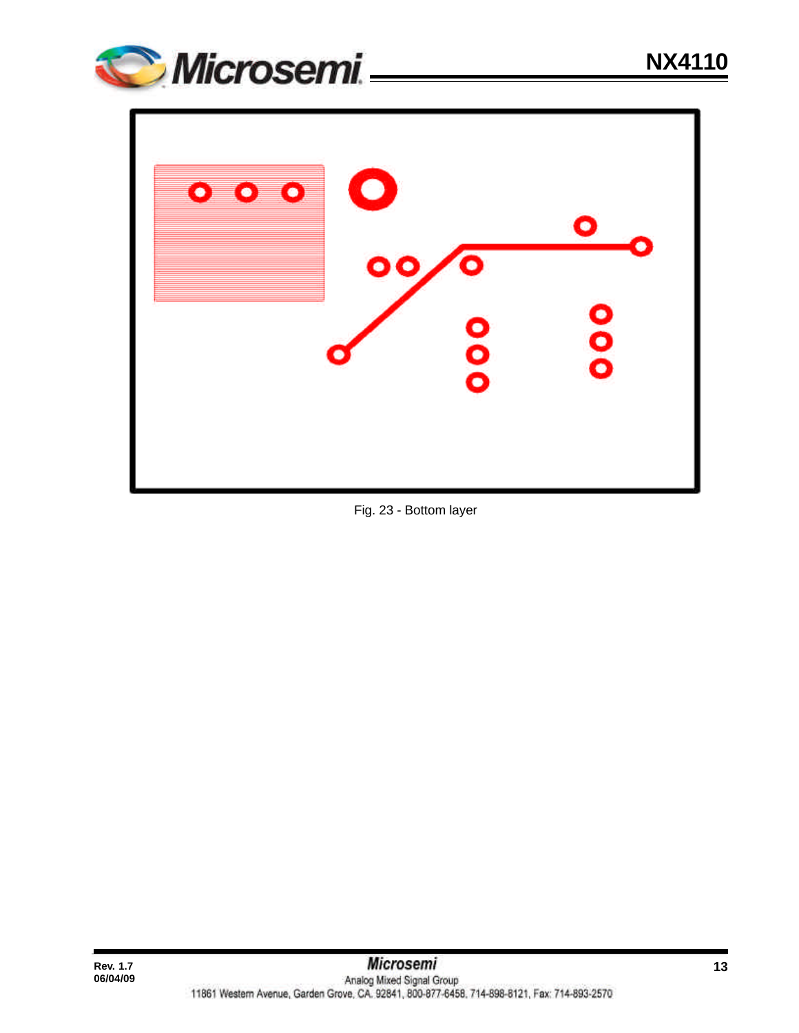Fig. 23 - Bottom layer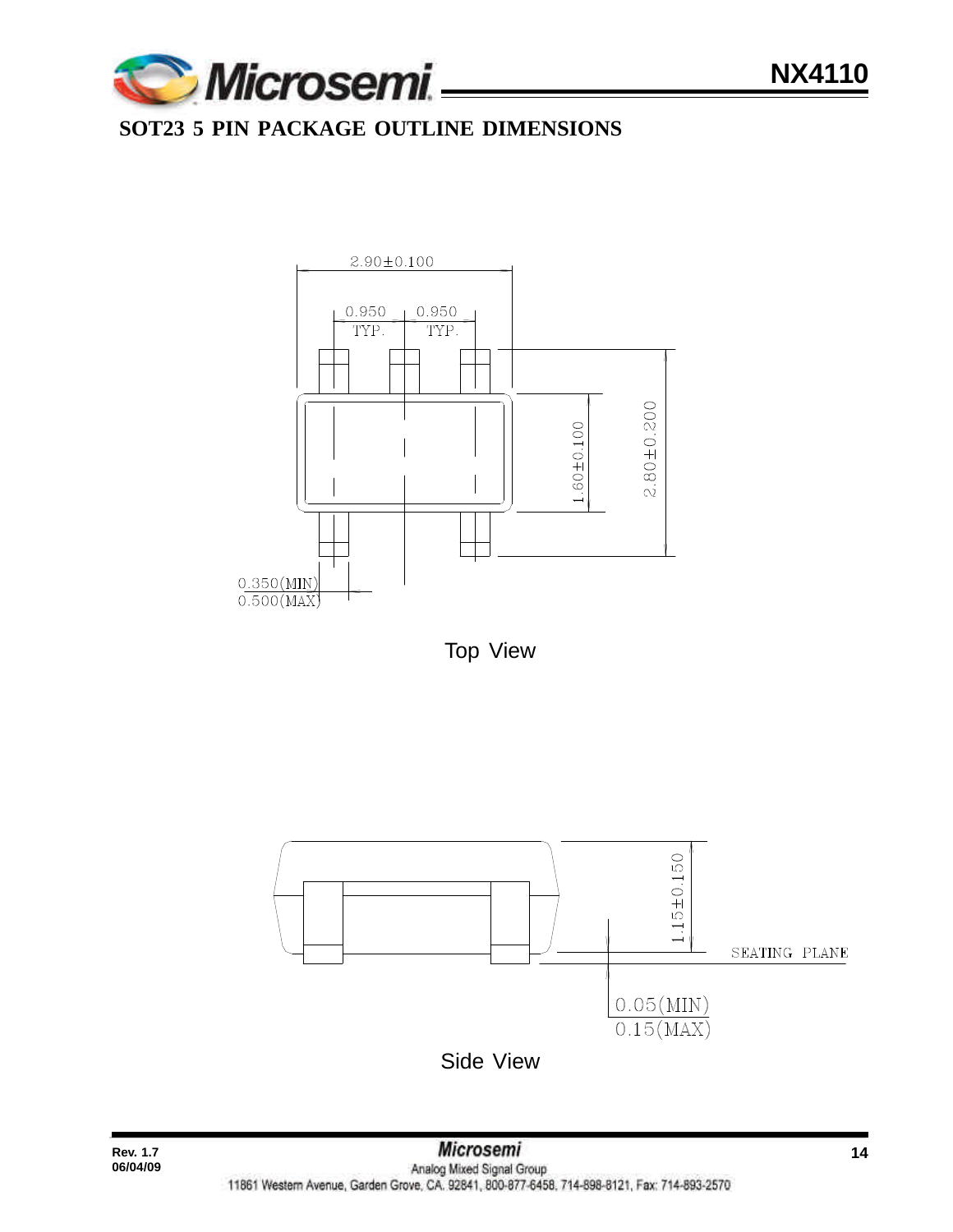## SOT23 5 PIN PACKAGE OUTLINE DIMENSIONS

2.90±0.100

0.950 TYP.

0.950 TYP.

1.60±0.100

2.80±0.200

0.350(MIN)

0.500(MAX)

Top View

1.15±0.150

SEATING PLANE

0.05(MIN)

0.15(MAX)

Side View